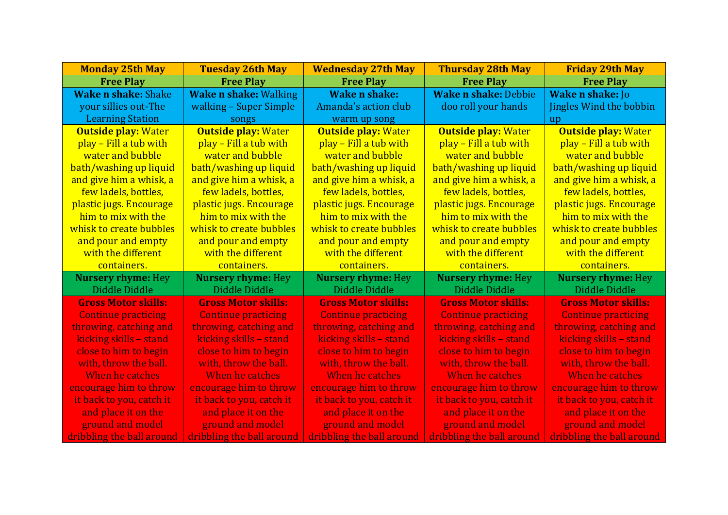| Monday 25th May | Tuesday 26th May | Wednesday 27th May | Thursday 28th May | Friday 29th May |
|---|---|---|---|---|
| **Free Play** | **Free Play** | **Free Play** | **Free Play** | **Free Play** |
| **Wake n shake:** Shake your sillies out-The Learning Station | **Wake n shake:** Walking walking – Super Simple songs | **Wake n shake:** Amanda's action club warm up song | **Wake n shake:** Debbie doo roll your hands | **Wake n shake:** Jo Jingles Wind the bobbin up |
| **Outside play:** Water play – Fill a tub with water and bubble bath/washing up liquid and give him a whisk, a few ladels, bottles, plastic jugs. Encourage him to mix with the whisk to create bubbles and pour and empty with the different containers. | **Outside play:** Water play – Fill a tub with water and bubble bath/washing up liquid and give him a whisk, a few ladels, bottles, plastic jugs. Encourage him to mix with the whisk to create bubbles and pour and empty with the different containers. | **Outside play:** Water play – Fill a tub with water and bubble bath/washing up liquid and give him a whisk, a few ladels, bottles, plastic jugs. Encourage him to mix with the whisk to create bubbles and pour and empty with the different containers. | **Outside play:** Water play – Fill a tub with water and bubble bath/washing up liquid and give him a whisk, a few ladels, bottles, plastic jugs. Encourage him to mix with the whisk to create bubbles and pour and empty with the different containers. | **Outside play:** Water play – Fill a tub with water and bubble bath/washing up liquid and give him a whisk, a few ladels, bottles, plastic jugs. Encourage him to mix with the whisk to create bubbles and pour and empty with the different containers. |
| **Nursery rhyme:** Hey Diddle Diddle | **Nursery rhyme:** Hey Diddle Diddle | **Nursery rhyme:** Hey Diddle Diddle | **Nursery rhyme:** Hey Diddle Diddle | **Nursery rhyme:** Hey Diddle Diddle |
| **Gross Motor skills:** Continue practicing throwing, catching and kicking skills – stand close to him to begin with, throw the ball. When he catches encourage him to throw it back to you, catch it and place it on the ground and model dribbling the ball around | **Gross Motor skills:** Continue practicing throwing, catching and kicking skills – stand close to him to begin with, throw the ball. When he catches encourage him to throw it back to you, catch it and place it on the ground and model dribbling the ball around | **Gross Motor skills:** Continue practicing throwing, catching and kicking skills – stand close to him to begin with, throw the ball. When he catches encourage him to throw it back to you, catch it and place it on the ground and model dribbling the ball around | **Gross Motor skills:** Continue practicing throwing, catching and kicking skills – stand close to him to begin with, throw the ball. When he catches encourage him to throw it back to you, catch it and place it on the ground and model dribbling the ball around | **Gross Motor skills:** Continue practicing throwing, catching and kicking skills – stand close to him to begin with, throw the ball. When he catches encourage him to throw it back to you, catch it and place it on the ground and model dribbling the ball around |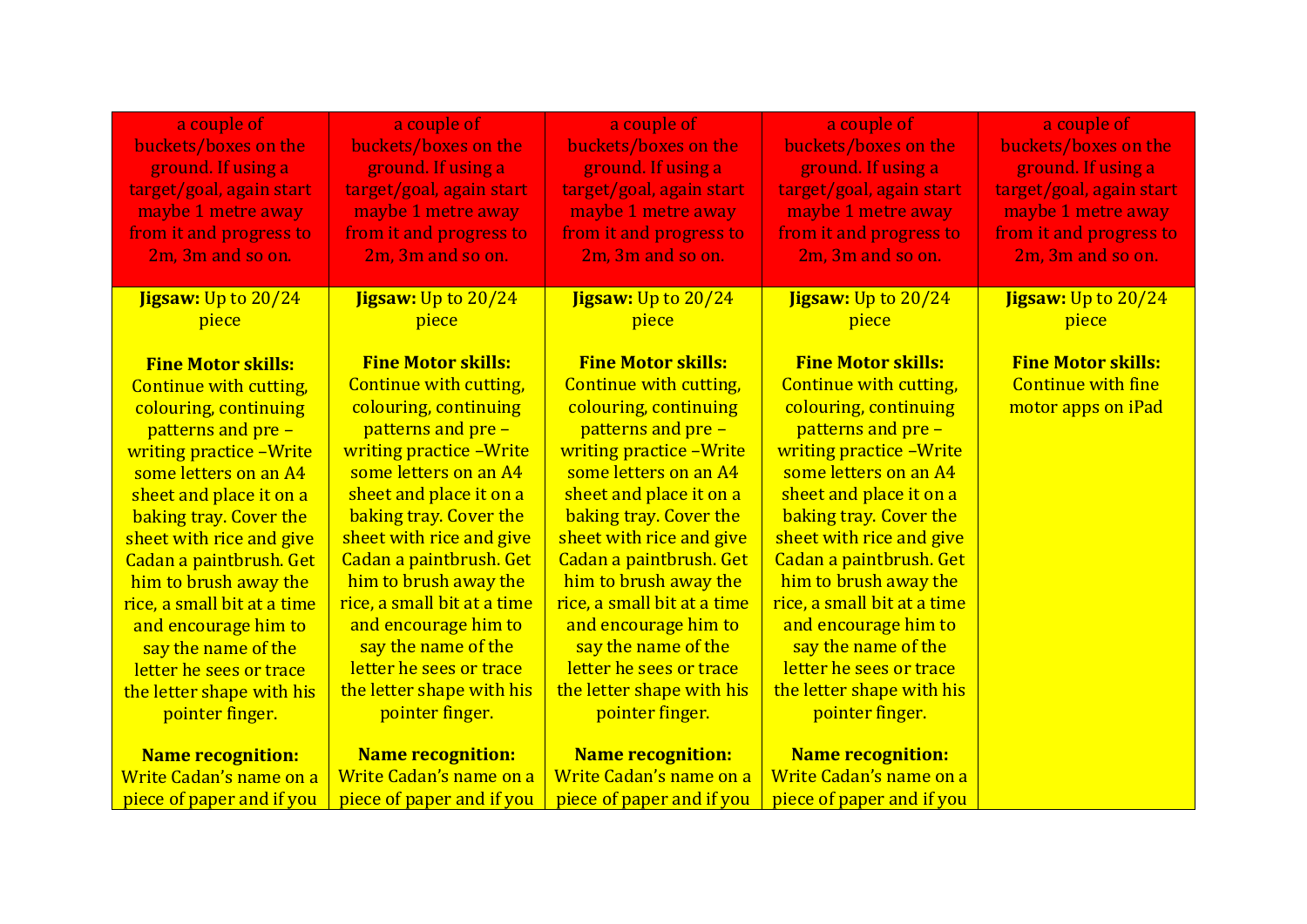| | | | | |
|---|---|---|---|---|
| a couple of buckets/boxes on the ground. If using a target/goal, again start maybe 1 metre away from it and progress to 2m, 3m and so on. | a couple of buckets/boxes on the ground. If using a target/goal, again start maybe 1 metre away from it and progress to 2m, 3m and so on. | a couple of buckets/boxes on the ground. If using a target/goal, again start maybe 1 metre away from it and progress to 2m, 3m and so on. | a couple of buckets/boxes on the ground. If using a target/goal, again start maybe 1 metre away from it and progress to 2m, 3m and so on. | a couple of buckets/boxes on the ground. If using a target/goal, again start maybe 1 metre away from it and progress to 2m, 3m and so on. |
| **Jigsaw:** Up to 20/24 piece<br><br>**Fine Motor skills:** Continue with cutting, colouring, continuing patterns and pre – writing practice –Write some letters on an A4 sheet and place it on a baking tray. Cover the sheet with rice and give Cadan a paintbrush. Get him to brush away the rice, a small bit at a time and encourage him to say the name of the letter he sees or trace the letter shape with his pointer finger.<br><br>**Name recognition:** Write Cadan's name on a piece of paper and if you | **Jigsaw:** Up to 20/24 piece<br><br>**Fine Motor skills:** Continue with cutting, colouring, continuing patterns and pre – writing practice –Write some letters on an A4 sheet and place it on a baking tray. Cover the sheet with rice and give Cadan a paintbrush. Get him to brush away the rice, a small bit at a time and encourage him to say the name of the letter he sees or trace the letter shape with his pointer finger.<br><br>**Name recognition:** Write Cadan's name on a piece of paper and if you | **Jigsaw:** Up to 20/24 piece<br><br>**Fine Motor skills:** Continue with cutting, colouring, continuing patterns and pre – writing practice –Write some letters on an A4 sheet and place it on a baking tray. Cover the sheet with rice and give Cadan a paintbrush. Get him to brush away the rice, a small bit at a time and encourage him to say the name of the letter he sees or trace the letter shape with his pointer finger.<br><br>**Name recognition:** Write Cadan's name on a piece of paper and if you | **Jigsaw:** Up to 20/24 piece<br><br>**Fine Motor skills:** Continue with cutting, colouring, continuing patterns and pre – writing practice –Write some letters on an A4 sheet and place it on a baking tray. Cover the sheet with rice and give Cadan a paintbrush. Get him to brush away the rice, a small bit at a time and encourage him to say the name of the letter he sees or trace the letter shape with his pointer finger.<br><br>**Name recognition:** Write Cadan's name on a piece of paper and if you | **Jigsaw:** Up to 20/24 piece<br><br>**Fine Motor skills:** Continue with fine motor apps on iPad |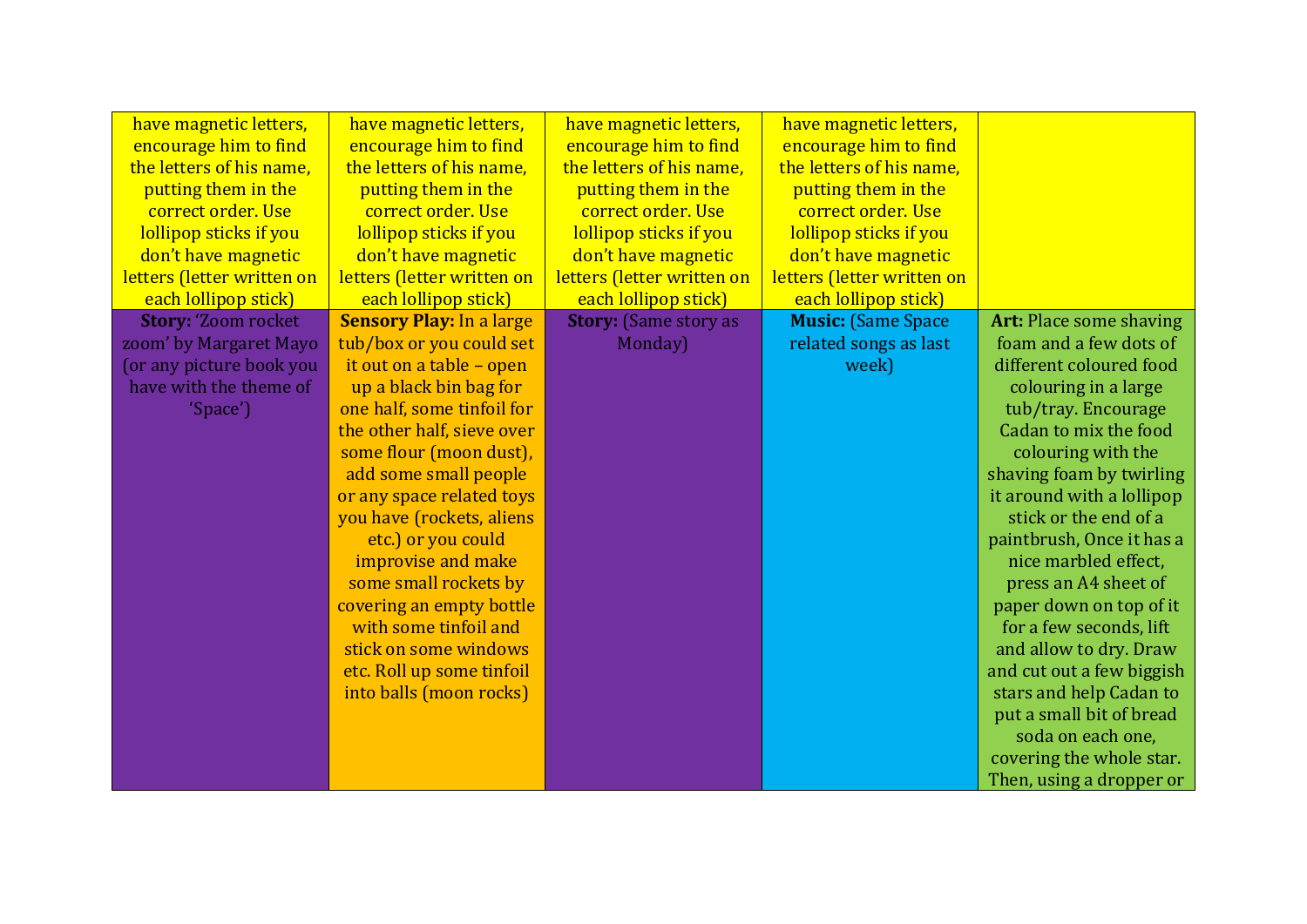| | | | | |
|---|---|---|---|---|
| have magnetic letters, encourage him to find the letters of his name, putting them in the correct order. Use lollipop sticks if you don't have magnetic letters (letter written on each lollipop stick) | have magnetic letters, encourage him to find the letters of his name, putting them in the correct order. Use lollipop sticks if you don't have magnetic letters (letter written on each lollipop stick) | have magnetic letters, encourage him to find the letters of his name, putting them in the correct order. Use lollipop sticks if you don't have magnetic letters (letter written on each lollipop stick) | have magnetic letters, encourage him to find the letters of his name, putting them in the correct order. Use lollipop sticks if you don't have magnetic letters (letter written on each lollipop stick) | |
| **Story:** 'Zoom rocket zoom' by Margaret Mayo (or any picture book you have with the theme of 'Space') | **Sensory Play:** In a large tub/box or you could set it out on a table – open up a black bin bag for one half, some tinfoil for the other half, sieve over some flour (moon dust), add some small people or any space related toys you have (rockets, aliens etc.) or you could improvise and make some small rockets by covering an empty bottle with some tinfoil and stick on some windows etc. Roll up some tinfoil into balls (moon rocks) | **Story:** (Same story as Monday) | **Music:** (Same Space related songs as last week) | **Art:** Place some shaving foam and a few dots of different coloured food colouring in a large tub/tray. Encourage Cadan to mix the food colouring with the shaving foam by twirling it around with a lollipop stick or the end of a paintbrush, Once it has a nice marbled effect, press an A4 sheet of paper down on top of it for a few seconds, lift and allow to dry. Draw and cut out a few biggish stars and help Cadan to put a small bit of bread soda on each one, covering the whole star. Then, using a dropper or |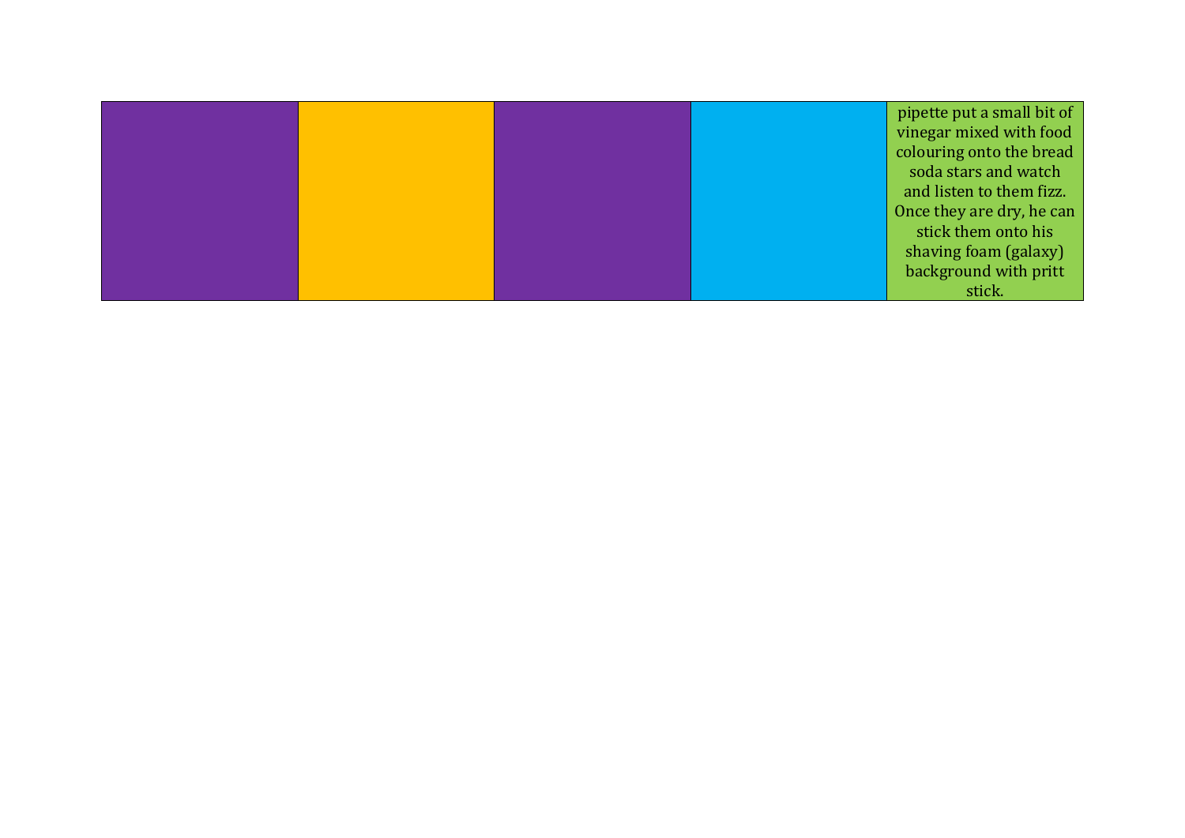| | | | | |
|---|---|---|---|---|
| | | | | pipette put a small bit of vinegar mixed with food colouring onto the bread soda stars and watch and listen to them fizz. Once they are dry, he can stick them onto his shaving foam (galaxy) background with pritt stick. |